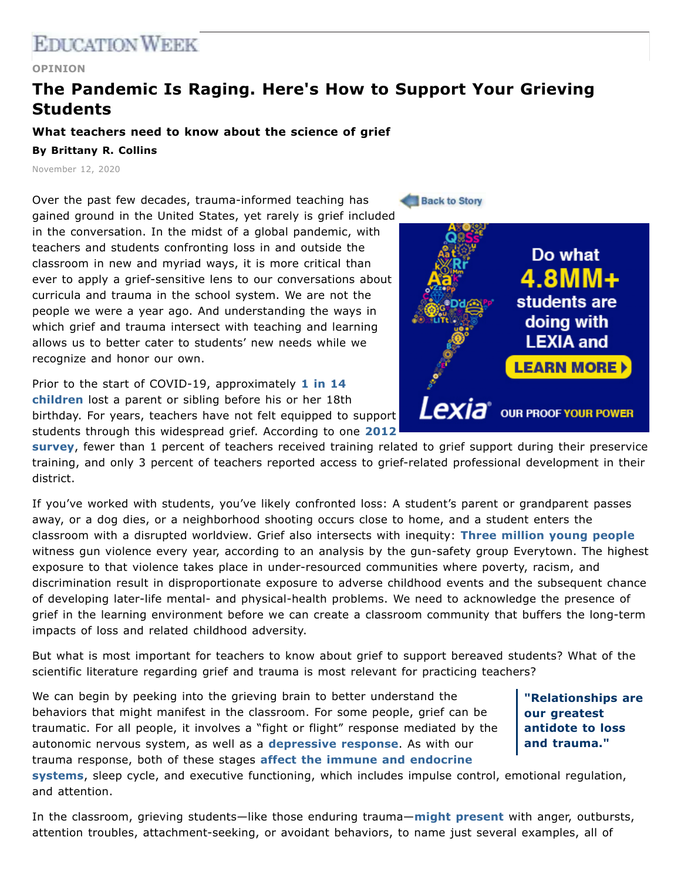OPINION

# The Pandemic Is Raging. Here's How to Support Your Grieving Students

**What teachers need to know about the science of grief**

**By Brittany R. Collins**

November 12, 2020

Over the past few decades, trauma-informed teaching has gained ground in the United States, yet rarely is grief included in the conversation. In the midst of a global pandemic, with teachers and students confronting loss in and outside the classroom in new and myriad ways, it is more critical than ever to apply a grief-sensitive lens to our conversations about curricula and trauma in the school system. We are not the people we were a year ago. And understanding the ways in which grief and trauma intersect with teaching and learning allows us to better cater to students' new needs while we recognize and honor our own.

Prior to the start of COVID-19, approximately **1 in 14 children** lost a parent or sibling before his or her 18th birthday. For years, teachers have not felt equipped to support students through this widespread grief. According to one **2012 survey**, fewer than 1 percent of teachers received training related to grief support during their preservice training, and only 3 percent of teachers reported access to grief-related professional development in their district.

If you've worked with students, you've likely confronted loss: A student's parent or grandparent passes away, or a dog dies, or a neighborhood shooting occurs close to home, and a student enters the classroom with a disrupted worldview. Grief also intersects with inequity: **Three million young people** witness gun violence every year, according to an analysis by the gun-safety group Everytown. The highest exposure to that violence takes place in under-resourced communities where poverty, racism, and discrimination result in disproportionate exposure to adverse childhood events and the subsequent chance of developing later-life mental- and physical-health problems. We need to acknowledge the presence of grief in the learning environment before we can create a classroom community that buffers the long-term impacts of loss and related childhood adversity.

But what is most important for teachers to know about grief to support bereaved students? What of the scientific literature regarding grief and trauma is most relevant for practicing teachers?

> **"Relationships are our greatest antidote to loss and trauma."**

We can begin by peeking into the grieving brain to better understand the behaviors that might manifest in the classroom. For some people, grief can be traumatic. For all people, it involves a "fight or flight" response mediated by the autonomic nervous system, as well as a **depressive response**. As with our trauma response, both of these stages **affect the immune and endocrine systems**, sleep cycle, and executive functioning, which includes impulse control, emotional regulation, and attention.

In the classroom, grieving students—like those enduring trauma—**might present** with anger, outbursts, attention troubles, attachment-seeking, or avoidant behaviors, to name just several examples, all of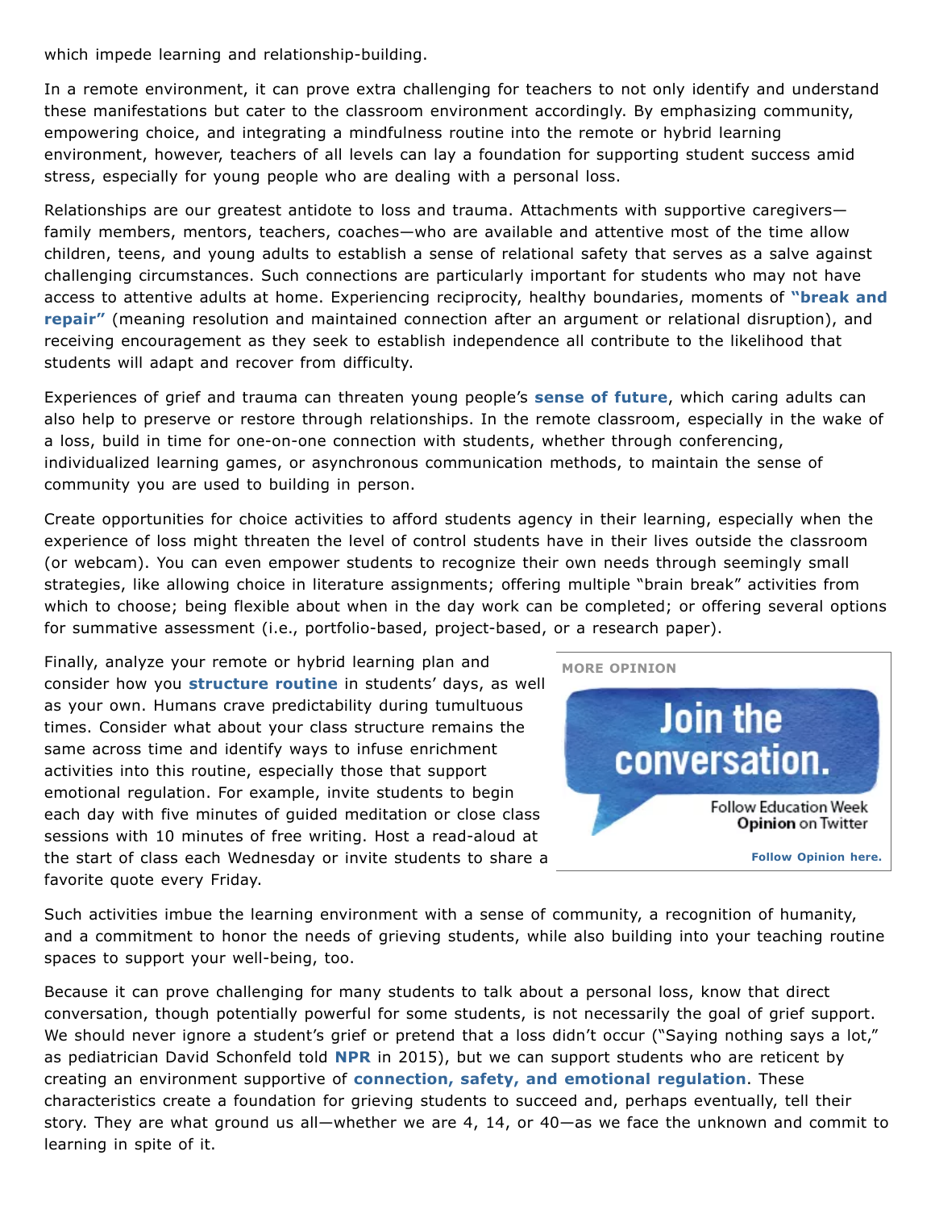which impede learning and relationship-building.

In a remote environment, it can prove extra challenging for teachers to not only identify and understand these manifestations but cater to the classroom environment accordingly. By emphasizing community, empowering choice, and integrating a mindfulness routine into the remote or hybrid learning environment, however, teachers of all levels can lay a foundation for supporting student success amid stress, especially for young people who are dealing with a personal loss.

Relationships are our greatest antidote to loss and trauma. Attachments with supportive caregivers—family members, mentors, teachers, coaches—who are available and attentive most of the time allow children, teens, and young adults to establish a sense of relational safety that serves as a salve against challenging circumstances. Such connections are particularly important for students who may not have access to attentive adults at home. Experiencing reciprocity, healthy boundaries, moments of **"break and repair"** (meaning resolution and maintained connection after an argument or relational disruption), and receiving encouragement as they seek to establish independence all contribute to the likelihood that students will adapt and recover from difficulty.

Experiences of grief and trauma can threaten young people's **sense of future**, which caring adults can also help to preserve or restore through relationships. In the remote classroom, especially in the wake of a loss, build in time for one-on-one connection with students, whether through conferencing, individualized learning games, or asynchronous communication methods, to maintain the sense of community you are used to building in person.

Create opportunities for choice activities to afford students agency in their learning, especially when the experience of loss might threaten the level of control students have in their lives outside the classroom (or webcam). You can even empower students to recognize their own needs through seemingly small strategies, like allowing choice in literature assignments; offering multiple "brain break" activities from which to choose; being flexible about when in the day work can be completed; or offering several options for summative assessment (i.e., portfolio-based, project-based, or a research paper).

Finally, analyze your remote or hybrid learning plan and consider how you **structure routine** in students' days, as well as your own. Humans crave predictability during tumultuous times. Consider what about your class structure remains the same across time and identify ways to infuse enrichment activities into this routine, especially those that support emotional regulation. For example, invite students to begin each day with five minutes of guided meditation or close class sessions with 10 minutes of free writing. Host a read-aloud at the start of class each Wednesday or invite students to share a favorite quote every Friday.

MORE OPINION

Join the conversation.

Follow Education Week **Opinion** on Twitter

**Follow Opinion here.**

Such activities imbue the learning environment with a sense of community, a recognition of humanity, and a commitment to honor the needs of grieving students, while also building into your teaching routine spaces to support your well-being, too.

Because it can prove challenging for many students to talk about a personal loss, know that direct conversation, though potentially powerful for some students, is not necessarily the goal of grief support. We should never ignore a student's grief or pretend that a loss didn't occur ("Saying nothing says a lot," as pediatrician David Schonfeld told **NPR** in 2015), but we can support students who are reticent by creating an environment supportive of **connection, safety, and emotional regulation**. These characteristics create a foundation for grieving students to succeed and, perhaps eventually, tell their story. They are what ground us all—whether we are 4, 14, or 40—as we face the unknown and commit to learning in spite of it.